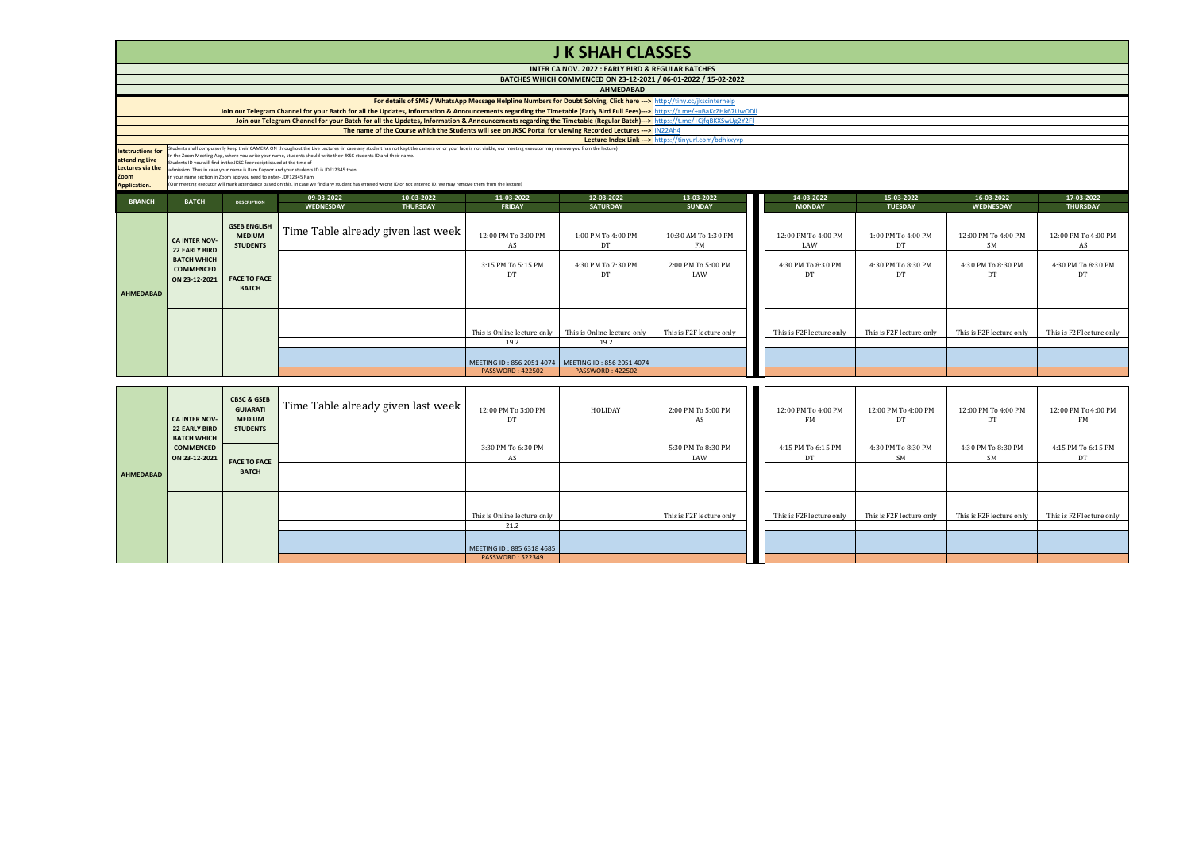# J K SHAH CLASSES

**INTER CA NOV. 2022 : EARLY BIRD & REGULAR BATCHES**

**BATCHES WHICH COMMENCED ON 23-12-2021 / 06-01-2022 / 15-02-2022**

**AHMEDABAD**

For details of SMS / WhatsApp Message Helpline Numbers for Doubt Solving, Click here ---> http://tiny.cc/jkscinterhelp

Join our Telegram Channel for your Batch for all the Updates, Information & Announcements regarding the Timetable (Early Bird Full Fees)---> https://t.me/+u8aKcZHk67UwODll

Join our Telegram Channel for your Batch for all the Updates, Information & Announcements regarding the Timetable (Regular Batch)---> https://t.me/+CzfqBKXSwUg2Y2FI

The name of the Course which the Students will see on JKSC Portal for viewing Recorded Lectures ---> IN22Ah4

Lecture Index Link ---> https://tinyurl.com/bdhkxyvp

**Intstructions for attending Live Lectures via the Zoom Application.**

Students shall compulsorily keep their CAMERA ON throughout the Live Lectures (in case any student has not kept the camera on or your face is not visible, our meeting executor may remove you from the lecture)
In the Zoom Meeting App, where you write your name, students should write their JKSC students ID and their name.
Students ID you will find in the JKSC fee receipt issued at the time of
admission. Thus in case your name is Ram Kapoor and your students ID is JDF12345 then
in your name section in Zoom app you need to enter:- JDF12345 Ram
(Our meeting executor will mark attendance based on this. In case we find any student has entered wrong ID or not entered ID, we may remove them from the lecture)

| BRANCH | BATCH | DESCRIPTION | 09-03-2022 WEDNESDAY | 10-03-2022 THURSDAY | 11-03-2022 FRIDAY | 12-03-2022 SATURDAY | 13-03-2022 SUNDAY | 14-03-2022 MONDAY | 15-03-2022 TUESDAY | 16-03-2022 WEDNESDAY | 17-03-2022 THURSDAY |
|---|---|---|---|---|---|---|---|---|---|---|---|
| AHMEDABAD | CA INTER NOV-22 EARLY BIRD BATCH WHICH COMMENCED ON 23-12-2021 | GSEB ENGLISH MEDIUM STUDENTS | Time Table already given last week | | 12:00 PM To 3:00 PM AS | 1:00 PM To 4:00 PM DT | 10:30 AM To 1:30 PM FM | 12:00 PM To 4:00 PM LAW | 1:00 PM To 4:00 PM DT | 12:00 PM To 4:00 PM SM | 12:00 PM To 4:00 PM AS |
| | | FACE TO FACE BATCH | | | 3:15 PM To 5:15 PM DT | 4:30 PM To 7:30 PM DT | 2:00 PM To 5:00 PM LAW | 4:30 PM To 8:30 PM DT | 4:30 PM To 8:30 PM DT | 4:30 PM To 8:30 PM DT | 4:30 PM To 8:30 PM DT |
| | | | | | This is Online lecture only 19.2 | This is Online lecture only 19.2 | This is F2F lecture only | This is F2F lecture only | This is F2F lecture only | This is F2F lecture only | This is F2F lecture only |
| | | | | | MEETING ID : 856 2051 4074 PASSWORD : 422502 | MEETING ID : 856 2051 4074 PASSWORD : 422502 | | | | | |

| BRANCH | BATCH | DESCRIPTION | 09-03-2022 WEDNESDAY | 10-03-2022 THURSDAY | 11-03-2022 FRIDAY | 12-03-2022 SATURDAY | 13-03-2022 SUNDAY | 14-03-2022 MONDAY | 15-03-2022 TUESDAY | 16-03-2022 WEDNESDAY | 17-03-2022 THURSDAY |
|---|---|---|---|---|---|---|---|---|---|---|---|
| AHMEDABAD | CA INTER NOV-22 EARLY BIRD BATCH WHICH COMMENCED ON 23-12-2021 | CBSC & GSEB GUJARATI MEDIUM STUDENTS | Time Table already given last week | | 12:00 PM To 3:00 PM DT | HOLIDAY | 2:00 PM To 5:00 PM AS | 12:00 PM To 4:00 PM FM | 12:00 PM To 4:00 PM DT | 12:00 PM To 4:00 PM DT | 12:00 PM To 4:00 PM FM |
| | | FACE TO FACE BATCH | | | 3:30 PM To 6:30 PM AS | | 5:30 PM To 8:30 PM LAW | 4:15 PM To 6:15 PM DT | 4:30 PM To 8:30 PM SM | 4:30 PM To 8:30 PM SM | 4:15 PM To 6:15 PM DT |
| | | | | | This is Online lecture only 21.2 | | This is F2F lecture only | This is F2F lecture only | This is F2F lecture only | This is F2F lecture only | This is F2F lecture only |
| | | | | | MEETING ID : 885 6318 4685 PASSWORD : 522349 | | | | | | |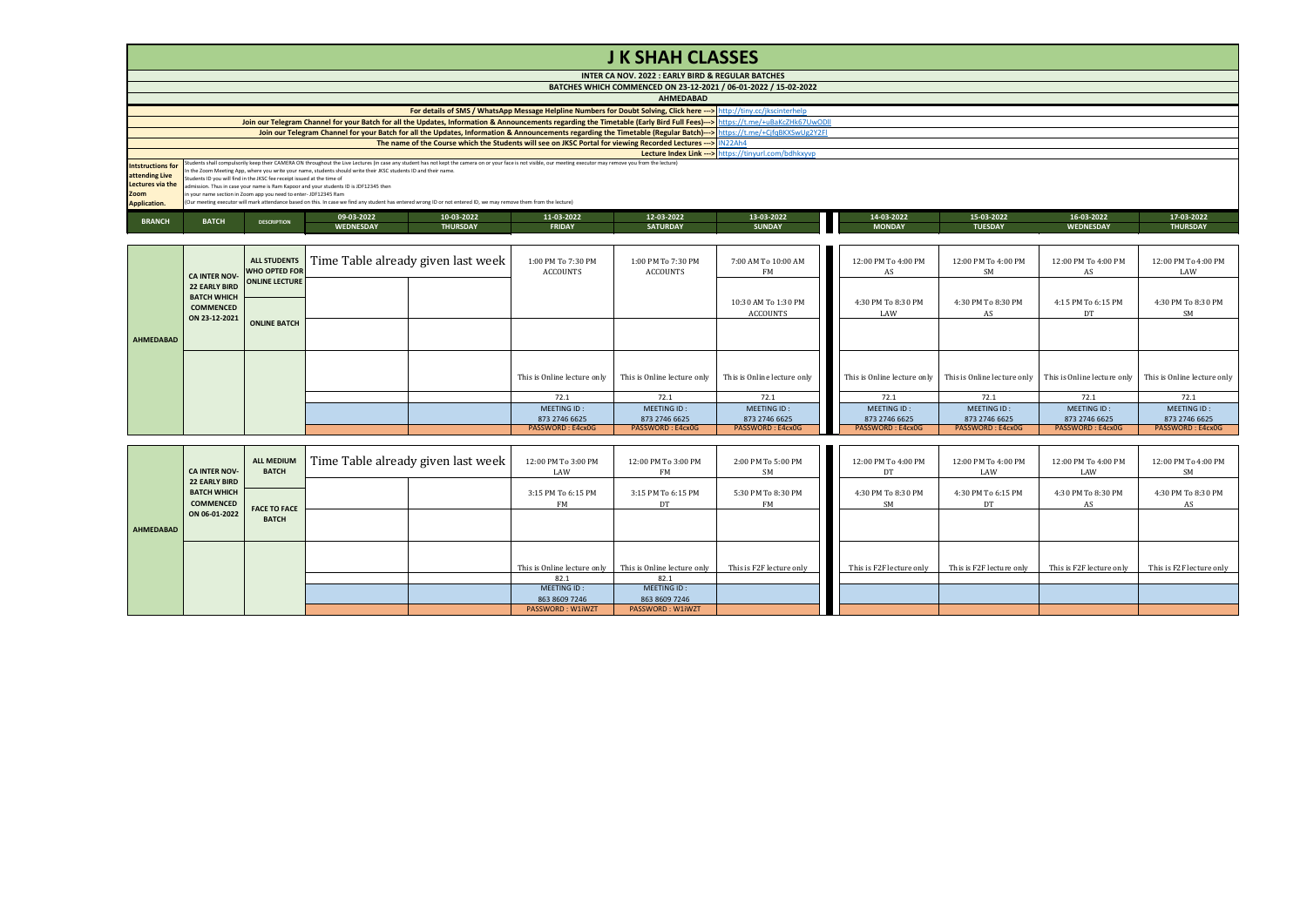# J K SHAH CLASSES

**INTER CA NOV. 2022 : EARLY BIRD & REGULAR BATCHES**

**BATCHES WHICH COMMENCED ON 23-12-2021 / 06-01-2022 / 15-02-2022**

**AHMEDABAD**

For details of SMS / WhatsApp Message Helpline Numbers for Doubt Solving, Click here ---> http://tiny.cc/jkscinterhelp

Join our Telegram Channel for your Batch for all the Updates, Information & Announcements regarding the Timetable (Early Bird Full Fees)---> https://t.me/+u8aKcZHk67UwODll

Join our Telegram Channel for your Batch for all the Updates, Information & Announcements regarding the Timetable (Regular Batch)---> https://t.me/+CifqBKXSwUg2Y2Fl

The name of the Course which the Students will see on JKSC Portal for viewing Recorded Lectures ---> IN22Ah4

Lecture Index Link ---> https://tinyurl.com/bdhkxyvp

**Intstructions for attending Live Lectures via the Zoom Application.**

Students shall compulsorily keep their CAMERA ON throughout the Live Lectures (in case any student has not kept the camera on or your face is not visible, our meeting executor may remove you from the lecture)
In the Zoom Meeting App, where you write your name, students should write their JKSC students ID and their name.
Students ID you will find in the JKSC fee receipt issued at the time of admission. Thus in case your name is Ram Kapoor and your students ID is JDF12345 then in your name section in Zoom app you need to enter- JDF12345 Ram
(Our meeting executor will mark attendance based on this. In case we find any student has entered wrong ID or not entered ID, we may remove them from the lecture)

| BRANCH | BATCH | DESCRIPTION | 09-03-2022 WEDNESDAY | 10-03-2022 THURSDAY | 11-03-2022 FRIDAY | 12-03-2022 SATURDAY | 13-03-2022 SUNDAY | 14-03-2022 MONDAY | 15-03-2022 TUESDAY | 16-03-2022 WEDNESDAY | 17-03-2022 THURSDAY |
|---|---|---|---|---|---|---|---|---|---|---|---|
| AHMEDABAD | CA INTER NOV-22 EARLY BIRD BATCH WHICH COMMENCED ON 23-12-2021 | ALL STUDENTS WHO OPTED FOR ONLINE LECTURE | Time Table already given last week | | 1:00 PM To 7:30 PM ACCOUNTS | 1:00 PM To 7:30 PM ACCOUNTS | 7:00 AM To 10:00 AM FM | 12:00 PM To 4:00 PM AS | 12:00 PM To 4:00 PM SM | 12:00 PM To 4:00 PM AS | 12:00 PM To 4:00 PM LAW |
| | | ONLINE BATCH | | | | | 10:30 AM To 1:30 PM ACCOUNTS | 4:30 PM To 8:30 PM LAW | 4:30 PM To 8:30 PM AS | 4:15 PM To 6:15 PM DT | 4:30 PM To 8:30 PM SM |
| | | | | | | | | | | | |
| | | | | | This is Online lecture only | This is Online lecture only | This is Online lecture only | This is Online lecture only | This is Online lecture only | This is Online lecture only | This is Online lecture only |
| | | | | | 72.1 | 72.1 | 72.1 | 72.1 | 72.1 | 72.1 | 72.1 |
| | | | | | MEETING ID : 873 2746 6625 | MEETING ID : 873 2746 6625 | MEETING ID : 873 2746 6625 | MEETING ID : 873 2746 6625 | MEETING ID : 873 2746 6625 | MEETING ID : 873 2746 6625 | MEETING ID : 873 2746 6625 |
| | | | | | PASSWORD : E4cx0G | PASSWORD : E4cx0G | PASSWORD : E4cx0G | PASSWORD : E4cx0G | PASSWORD : E4cx0G | PASSWORD : E4cx0G | PASSWORD : E4cx0G |

| BRANCH | BATCH | DESCRIPTION | 09-03-2022 WEDNESDAY | 10-03-2022 THURSDAY | 11-03-2022 FRIDAY | 12-03-2022 SATURDAY | 13-03-2022 SUNDAY | 14-03-2022 MONDAY | 15-03-2022 TUESDAY | 16-03-2022 WEDNESDAY | 17-03-2022 THURSDAY |
|---|---|---|---|---|---|---|---|---|---|---|---|
| AHMEDABAD | CA INTER NOV-22 EARLY BIRD BATCH WHICH COMMENCED ON 06-01-2022 | ALL MEDIUM BATCH | Time Table already given last week | | 12:00 PM To 3:00 PM LAW | 12:00 PM To 3:00 PM FM | 2:00 PM To 5:00 PM SM | 12:00 PM To 4:00 PM DT | 12:00 PM To 4:00 PM LAW | 12:00 PM To 4:00 PM LAW | 12:00 PM To 4:00 PM SM |
| | | FACE TO FACE BATCH | | | 3:15 PM To 6:15 PM FM | 3:15 PM To 6:15 PM DT | 5:30 PM To 8:30 PM FM | 4:30 PM To 8:30 PM SM | 4:30 PM To 6:15 PM DT | 4:30 PM To 8:30 PM AS | 4:30 PM To 8:30 PM AS |
| | | | | | | | | | | | |
| | | | | | This is Online lecture only | This is Online lecture only | This is F2F lecture only | This is F2F lecture only | This is F2F lecture only | This is F2F lecture only | This is F2F lecture only |
| | | | | | 82.1 | 82.1 | | | | | |
| | | | | | MEETING ID : 863 8609 7246 | MEETING ID : 863 8609 7246 | | | | | |
| | | | | | PASSWORD : W1iWZT | PASSWORD : W1iWZT | | | | | |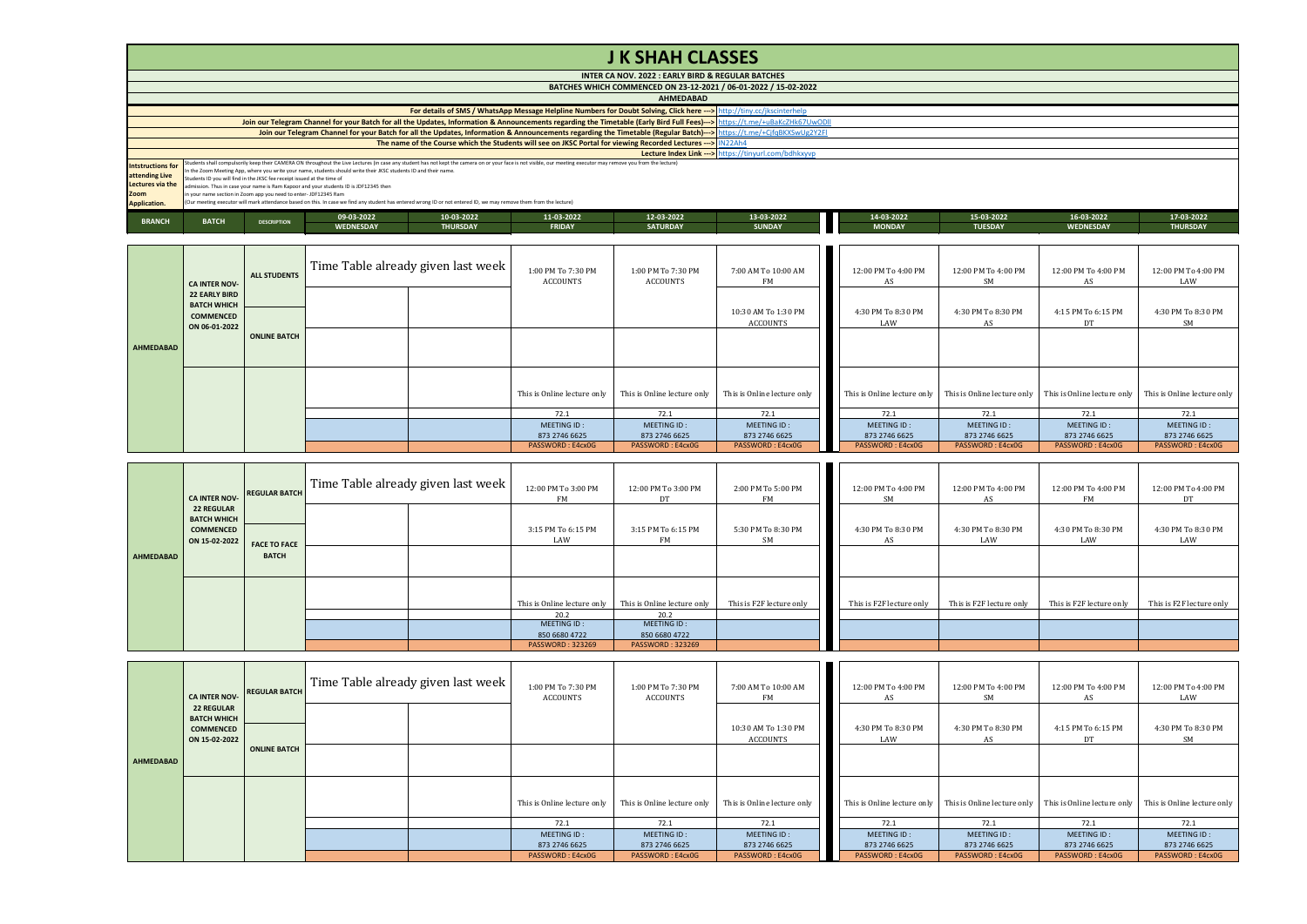# J K SHAH CLASSES

**INTER CA NOV. 2022 : EARLY BIRD & REGULAR BATCHES**

**BATCHES WHICH COMMENCED ON 23-12-2021 / 06-01-2022 / 15-02-2022**

**AHMEDABAD**

For details of SMS / WhatsApp Message Helpline Numbers for Doubt Solving, Click here ---> http://tiny.cc/jkscinterhelp

Join our Telegram Channel for your Batch for all the Updates, Information & Announcements regarding the Timetable (Early Bird Full Fees)---> https://t.me/+u8aKcZHk67UwODll

Join our Telegram Channel for your Batch for all the Updates, Information & Announcements regarding the Timetable (Regular Batch)---> https://t.me/+CjfqBKXSwUg2Y2Fl

The name of the Course which the Students will see on JKSC Portal for viewing Recorded Lectures ---> IN22Ah4

Lecture Index Link ---> https://tinyurl.com/bdhkxyvp

**Intstructions for attending Live Lectures via the Zoom Application.**

Students shall compulsorily keep their CAMERA ON throughout the Live Lectures (In case any student has not kept the camera on or your face is not visible, our meeting executor may remove you from the lecture)
In the Zoom Meeting App, where you write your name, students should write their JKSC students ID and their name.
Students ID you will find in the JKSC fee receipt issued at the time of admission. Thus in case your name is Ram Kapoor and your students ID is JDF12345 then
in your name section in Zoom app you need to enter- JDF12345 Ram
(Our meeting executor will mark attendance based on this. In case we find any student has entered wrong ID or not entered ID, we may remove them from the lecture)

| BRANCH | BATCH | DESCRIPTION | 09-03-2022 WEDNESDAY | 10-03-2022 THURSDAY | 11-03-2022 FRIDAY | 12-03-2022 SATURDAY | 13-03-2022 SUNDAY | 14-03-2022 MONDAY | 15-03-2022 TUESDAY | 16-03-2022 WEDNESDAY | 17-03-2022 THURSDAY |
|---|---|---|---|---|---|---|---|---|---|---|---|
| AHMEDABAD | CA INTER NOV-22 EARLY BIRD BATCH WHICH COMMENCED ON 06-01-2022 | ALL STUDENTS | Time Table already given last week | | 1:00 PM To 7:30 PM ACCOUNTS | 1:00 PM To 7:30 PM ACCOUNTS | 7:00 AM To 10:00 AM FM | 12:00 PM To 4:00 PM AS | 12:00 PM To 4:00 PM SM | 12:00 PM To 4:00 PM AS | 12:00 PM To 4:00 PM LAW |
| | | ONLINE BATCH | | | | | 10:30 AM To 1:30 PM ACCOUNTS | 4:30 PM To 8:30 PM LAW | 4:30 PM To 8:30 PM AS | 4:15 PM To 6:15 PM DT | 4:30 PM To 8:30 PM SM |
| | | | | | This is Online lecture only | This is Online lecture only | This is Online lecture only | This is Online lecture only | This is Online lecture only | This is Online lecture only | This is Online lecture only |
| | | | | | 72.1 | 72.1 | 72.1 | 72.1 | 72.1 | 72.1 | 72.1 |
| | | | | | MEETING ID : 873 2746 6625 | MEETING ID : 873 2746 6625 | MEETING ID : 873 2746 6625 | MEETING ID : 873 2746 6625 | MEETING ID : 873 2746 6625 | MEETING ID : 873 2746 6625 | MEETING ID : 873 2746 6625 |
| | | | | | PASSWORD : E4cx0G | PASSWORD : E4cx0G | PASSWORD : E4cx0G | PASSWORD : E4cx0G | PASSWORD : E4cx0G | PASSWORD : E4cx0G | PASSWORD : E4cx0G |
| AHMEDABAD | CA INTER NOV-22 REGULAR BATCH WHICH COMMENCED ON 15-02-2022 | REGULAR BATCH | Time Table already given last week | | 12:00 PM To 3:00 PM FM | 12:00 PM To 3:00 PM DT | 2:00 PM To 5:00 PM FM | 12:00 PM To 4:00 PM SM | 12:00 PM To 4:00 PM AS | 12:00 PM To 4:00 PM FM | 12:00 PM To 4:00 PM DT |
| | | FACE TO FACE BATCH | | | 3:15 PM To 6:15 PM LAW | 3:15 PM To 6:15 PM FM | 5:30 PM To 8:30 PM SM | 4:30 PM To 8:30 PM AS | 4:30 PM To 8:30 PM LAW | 4:30 PM To 8:30 PM LAW | 4:30 PM To 8:30 PM LAW |
| | | | | | This is Online lecture only | This is Online lecture only | This is F2F lecture only | This is F2F lecture only | This is F2F lecture only | This is F2F lecture only | This is F2F lecture only |
| | | | | | 20.2 | 20.2 | | | | | |
| | | | | | MEETING ID : 850 6680 4722 | MEETING ID : 850 6680 4722 | | | | | |
| | | | | | PASSWORD : 323269 | PASSWORD : 323269 | | | | | |
| AHMEDABAD | CA INTER NOV-22 REGULAR BATCH WHICH COMMENCED ON 15-02-2022 | REGULAR BATCH | Time Table already given last week | | 1:00 PM To 7:30 PM ACCOUNTS | 1:00 PM To 7:30 PM ACCOUNTS | 7:00 AM To 10:00 AM FM | 12:00 PM To 4:00 PM AS | 12:00 PM To 4:00 PM SM | 12:00 PM To 4:00 PM AS | 12:00 PM To 4:00 PM LAW |
| | | ONLINE BATCH | | | | | 10:30 AM To 1:30 PM ACCOUNTS | 4:30 PM To 8:30 PM LAW | 4:30 PM To 8:30 PM AS | 4:15 PM To 6:15 PM DT | 4:30 PM To 8:30 PM SM |
| | | | | | This is Online lecture only | This is Online lecture only | This is Online lecture only | This is Online lecture only | This is Online lecture only | This is Online lecture only | This is Online lecture only |
| | | | | | 72.1 | 72.1 | 72.1 | 72.1 | 72.1 | 72.1 | 72.1 |
| | | | | | MEETING ID : 873 2746 6625 | MEETING ID : 873 2746 6625 | MEETING ID : 873 2746 6625 | MEETING ID : 873 2746 6625 | MEETING ID : 873 2746 6625 | MEETING ID : 873 2746 6625 | MEETING ID : 873 2746 6625 |
| | | | | | PASSWORD : E4cx0G | PASSWORD : E4cx0G | PASSWORD : E4cx0G | PASSWORD : E4cx0G | PASSWORD : E4cx0G | PASSWORD : E4cx0G | PASSWORD : E4cx0G |